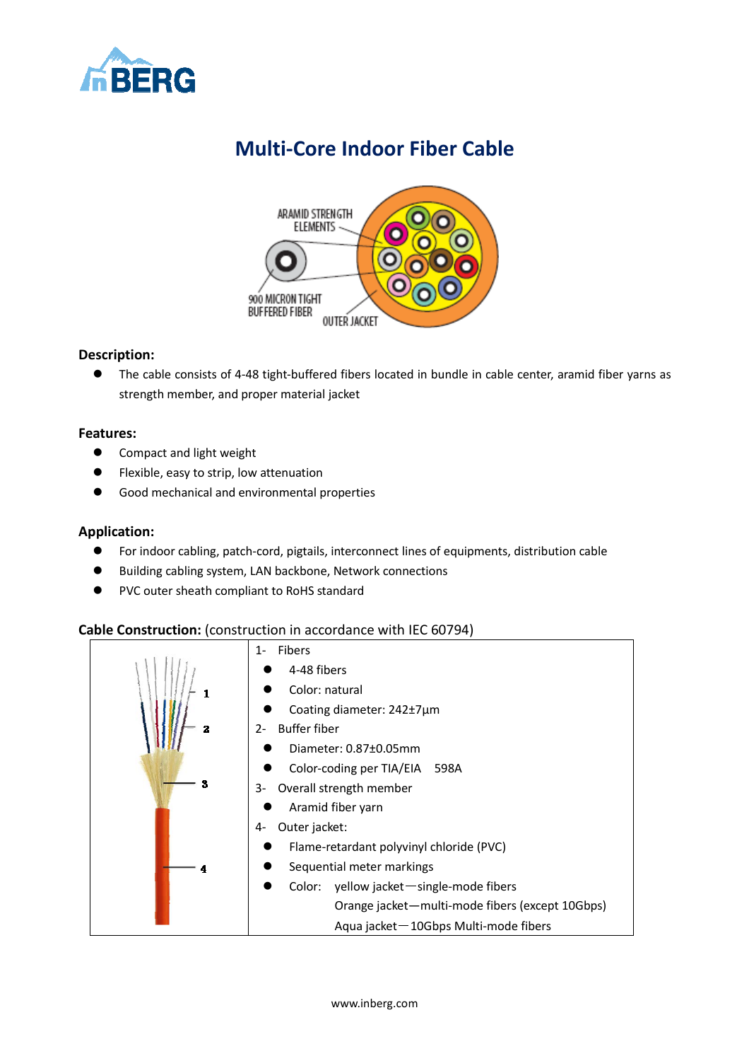# Multi-Core Indoor Fiber Cable

### Description:

- The cable consists of 4-48 tight-buffered fibers located in bundle in cable center, aramid fiber yarns as strength member, and proper material jacket

### Features:

- Compact and light weight
- Flexible, easy to strip, low attenuation
- Good mechanical and environmental properties

### Application:

- For indoor cabling, patch-cord, pigtails, interconnect lines of equipments, distribution cable
- Building cabling system, LAN backbone, Network connections
- PVC outer sheath compliant to RoHS standard

### Cable Construction: (construction in accordance with IEC 60794)

1- Fibers
- 4-48 fibers
- Color: natural
- Coating diameter: 242±7μm

2- Buffer fiber
- Diameter: 0.87±0.05mm
- Color-coding per TIA/EIA 598A

3- Overall strength member
- Aramid fiber yarn

4- Outer jacket:
- Flame-retardant polyvinyl chloride (PVC)
- Sequential meter markings
- Color: yellow jacket—single-mode fibers
  Orange jacket—multi-mode fibers (except 10Gbps)
  Aqua jacket—10Gbps Multi-mode fibers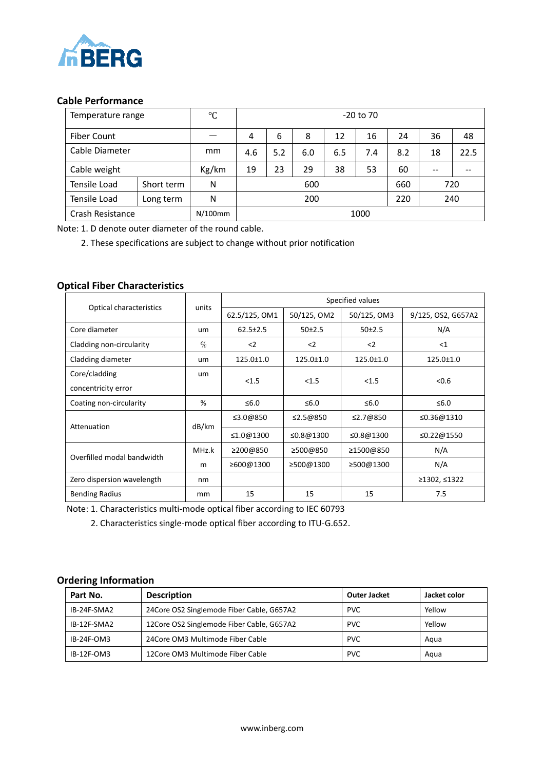## Cable Performance

| Temperature range | | ℃ | -20 to 70 | | | | | | | |
|---|---|---|---|---|---|---|---|---|---|---|
| Fiber Count | | — | 4 | 6 | 8 | 12 | 16 | 24 | 36 | 48 |
| Cable Diameter | | mm | 4.6 | 5.2 | 6.0 | 6.5 | 7.4 | 8.2 | 18 | 22.5 |
| Cable weight | | Kg/km | 19 | 23 | 29 | 38 | 53 | 60 | -- | -- |
| Tensile Load | Short term | N | 600 | | | | | 660 | 720 | |
| Tensile Load | Long term | N | 200 | | | | | 220 | 240 | |
| Crash Resistance | | N/100mm | 1000 | | | | | | | |

Note: 1. D denote outer diameter of the round cable.

2. These specifications are subject to change without prior notification

## Optical Fiber Characteristics

| Optical characteristics | units | Specified values | | | |
|---|---|---|---|---|---|
| | | 62.5/125, OM1 | 50/125, OM2 | 50/125, OM3 | 9/125, OS2, G657A2 |
| Core diameter | um | 62.5±2.5 | 50±2.5 | 50±2.5 | N/A |
| Cladding non-circularity | % | <2 | <2 | <2 | <1 |
| Cladding diameter | um | 125.0±1.0 | 125.0±1.0 | 125.0±1.0 | 125.0±1.0 |
| Core/cladding concentricity error | um | <1.5 | <1.5 | <1.5 | <0.6 |
| Coating non-circularity | % | ≤6.0 | ≤6.0 | ≤6.0 | ≤6.0 |
| Attenuation | dB/km | ≤3.0@850 | ≤2.5@850 | ≤2.7@850 | ≤0.36@1310 |
| | | ≤1.0@1300 | ≤0.8@1300 | ≤0.8@1300 | ≤0.22@1550 |
| Overfilled modal bandwidth | MHz.km | ≥200@850 | ≥500@850 | ≥1500@850 | N/A |
| | | ≥600@1300 | ≥500@1300 | ≥500@1300 | N/A |
| Zero dispersion wavelength | nm | | | | ≥1302, ≤1322 |
| Bending Radius | mm | 15 | 15 | 15 | 7.5 |

Note: 1. Characteristics multi-mode optical fiber according to IEC 60793

2. Characteristics single-mode optical fiber according to ITU-G.652.

## Ordering Information

| Part No. | Description | Outer Jacket | Jacket color |
|---|---|---|---|
| IB-24F-SMA2 | 24Core OS2 Singlemode Fiber Cable, G657A2 | PVC | Yellow |
| IB-12F-SMA2 | 12Core OS2 Singlemode Fiber Cable, G657A2 | PVC | Yellow |
| IB-24F-OM3 | 24Core OM3 Multimode Fiber Cable | PVC | Aqua |
| IB-12F-OM3 | 12Core OM3 Multimode Fiber Cable | PVC | Aqua |

www.inberg.com